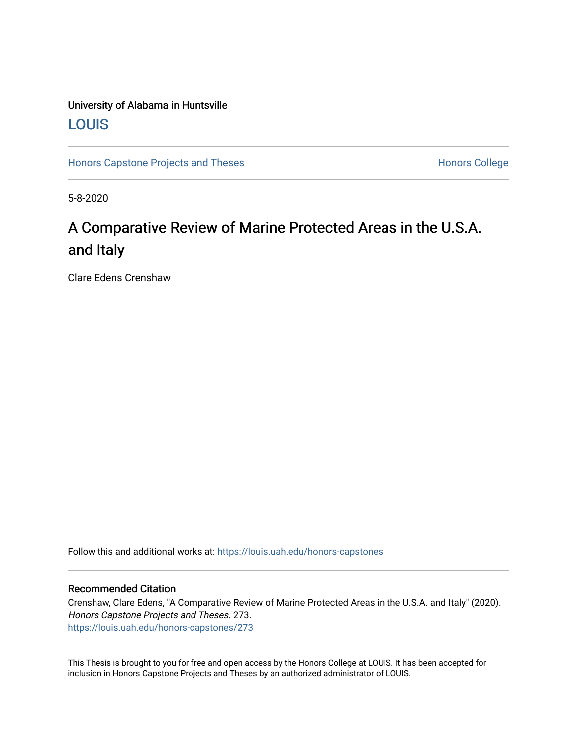University of Alabama in Huntsville

LOUIS

Honors Capstone Projects and Theses

Honors College

5-8-2020

# A Comparative Review of Marine Protected Areas in the U.S.A. and Italy

Clare Edens Crenshaw

Follow this and additional works at: https://louis.uah.edu/honors-capstones

## Recommended Citation

Crenshaw, Clare Edens, "A Comparative Review of Marine Protected Areas in the U.S.A. and Italy" (2020). *Honors Capstone Projects and Theses*. 273.
https://louis.uah.edu/honors-capstones/273

This Thesis is brought to you for free and open access by the Honors College at LOUIS. It has been accepted for inclusion in Honors Capstone Projects and Theses by an authorized administrator of LOUIS.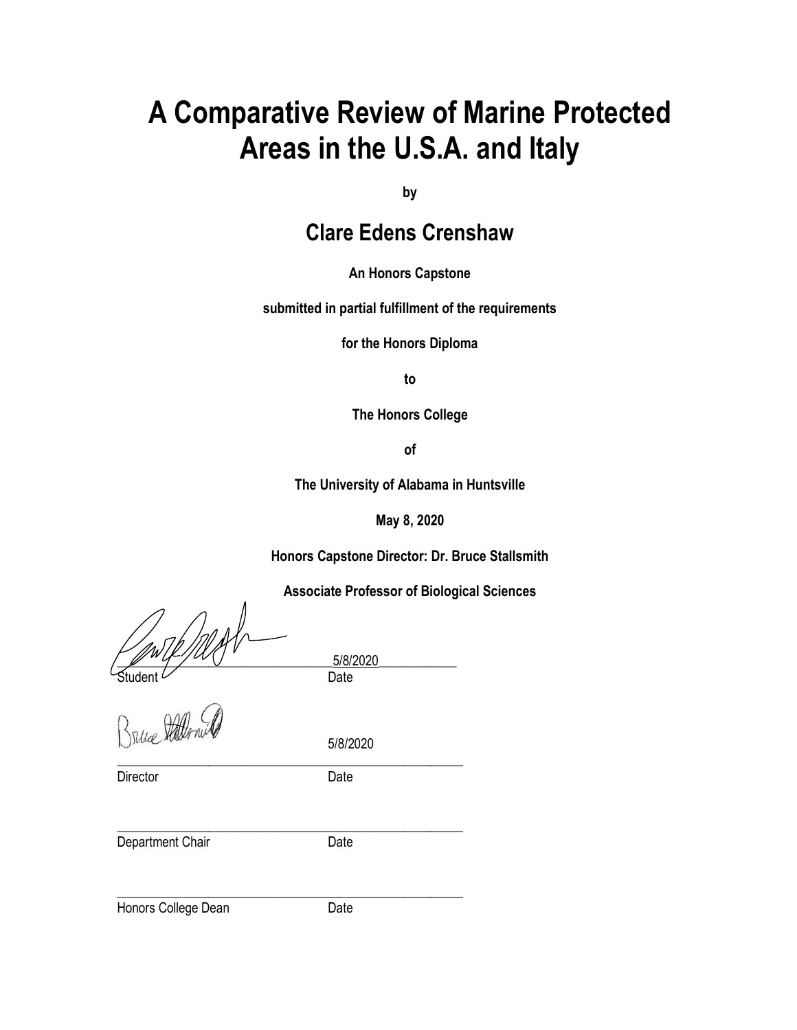# A Comparative Review of Marine Protected Areas in the U.S.A. and Italy

**by**

## Clare Edens Crenshaw

**An Honors Capstone**

**submitted in partial fulfillment of the requirements**

**for the Honors Diploma**

**to**

**The Honors College**

**of**

**The University of Alabama in Huntsville**

**May 8, 2020**

**Honors Capstone Director: Dr. Bruce Stallsmith**

**Associate Professor of Biological Sciences**

_________________________________ 5/8/2020
Student Date

_________________________________ 5/8/2020
Director Date

_________________________________
Department Chair Date

_________________________________
Honors College Dean Date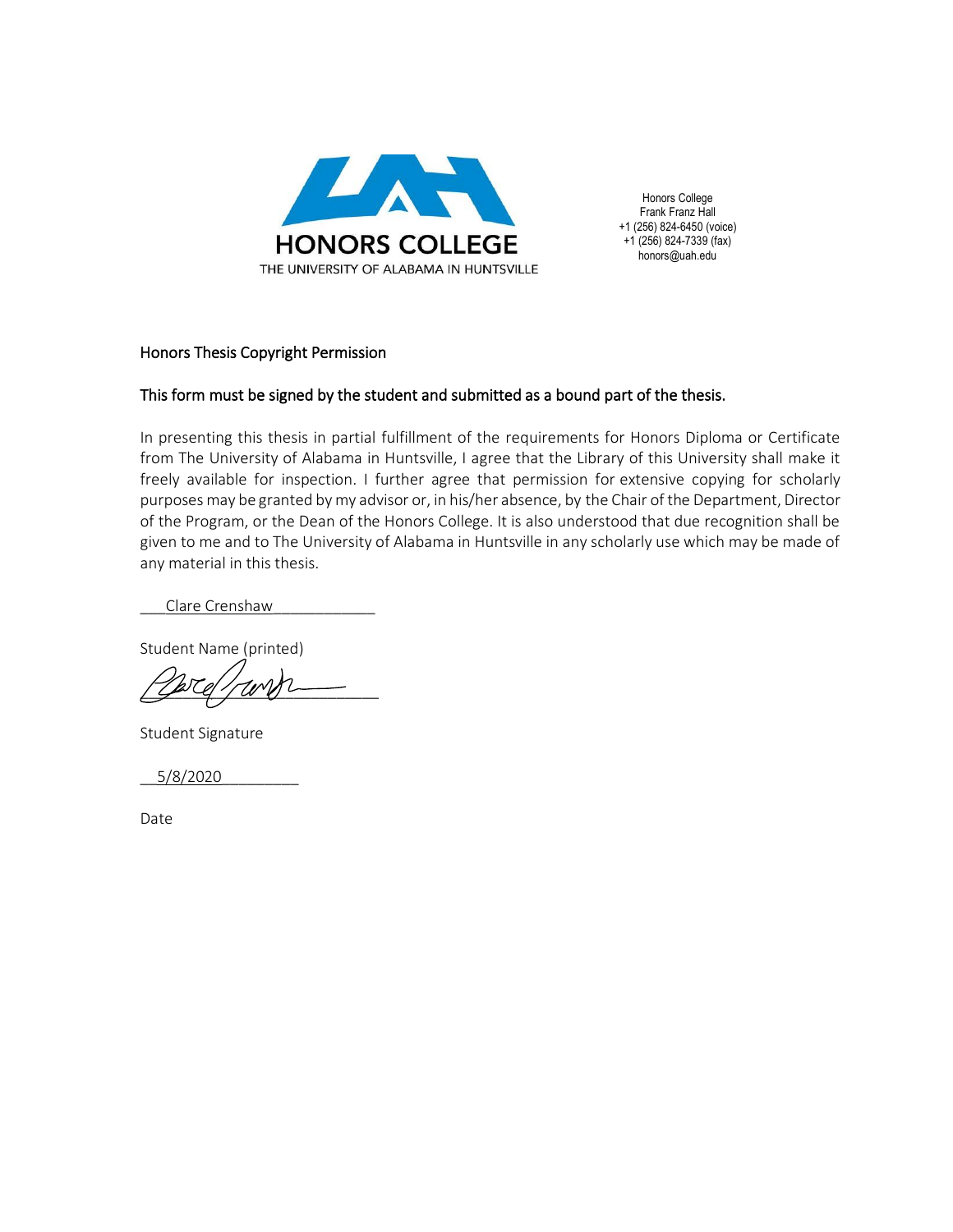HONORS COLLEGE

THE UNIVERSITY OF ALABAMA IN HUNTSVILLE

Honors College
Frank Franz Hall
+1 (256) 824-6450 (voice)
+1 (256) 824-7339 (fax)
honors@uah.edu

Honors Thesis Copyright Permission

**This form must be signed by the student and submitted as a bound part of the thesis.**

In presenting this thesis in partial fulfillment of the requirements for Honors Diploma or Certificate from The University of Alabama in Huntsville, I agree that the Library of this University shall make it freely available for inspection. I further agree that permission for extensive copying for scholarly purposes may be granted by my advisor or, in his/her absence, by the Chair of the Department, Director of the Program, or the Dean of the Honors College. It is also understood that due recognition shall be given to me and to The University of Alabama in Huntsville in any scholarly use which may be made of any material in this thesis.

___Clare Crenshaw____________

Student Name (printed)

____________________________

Student Signature

__5/8/2020_________

Date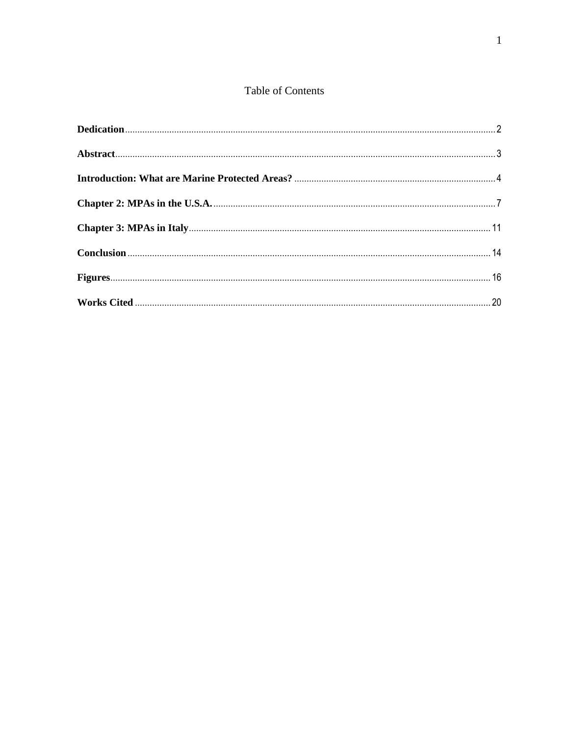# Table of Contents

**Dedication** ..... 2

**Abstract** ..... 3

**Introduction: What are Marine Protected Areas?** ..... 4

**Chapter 2: MPAs in the U.S.A.** ..... 7

**Chapter 3: MPAs in Italy** ..... 11

**Conclusion** ..... 14

**Figures** ..... 16

**Works Cited** ..... 20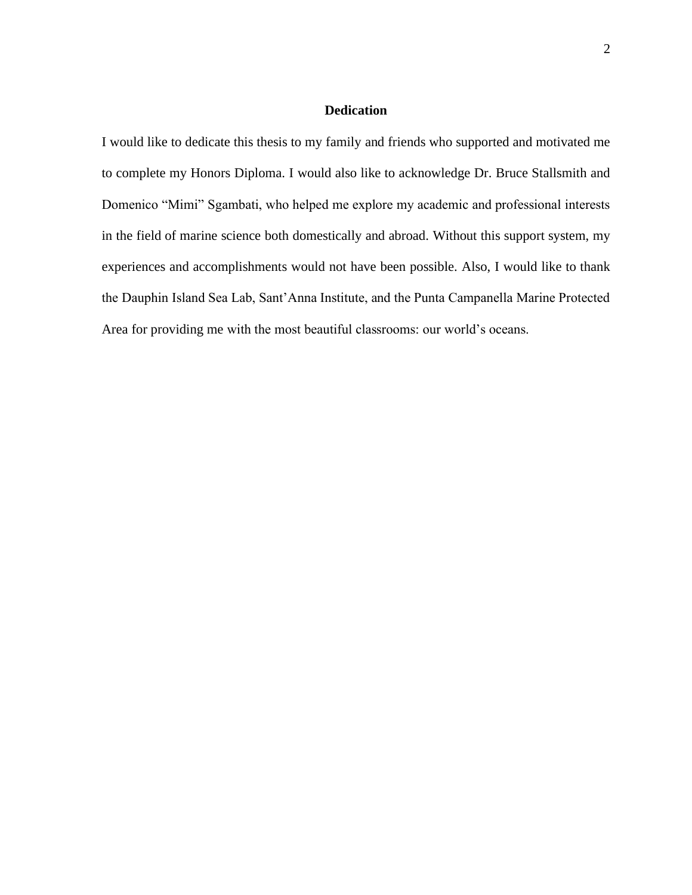## Dedication

I would like to dedicate this thesis to my family and friends who supported and motivated me to complete my Honors Diploma. I would also like to acknowledge Dr. Bruce Stallsmith and Domenico "Mimi" Sgambati, who helped me explore my academic and professional interests in the field of marine science both domestically and abroad. Without this support system, my experiences and accomplishments would not have been possible. Also, I would like to thank the Dauphin Island Sea Lab, Sant'Anna Institute, and the Punta Campanella Marine Protected Area for providing me with the most beautiful classrooms: our world's oceans.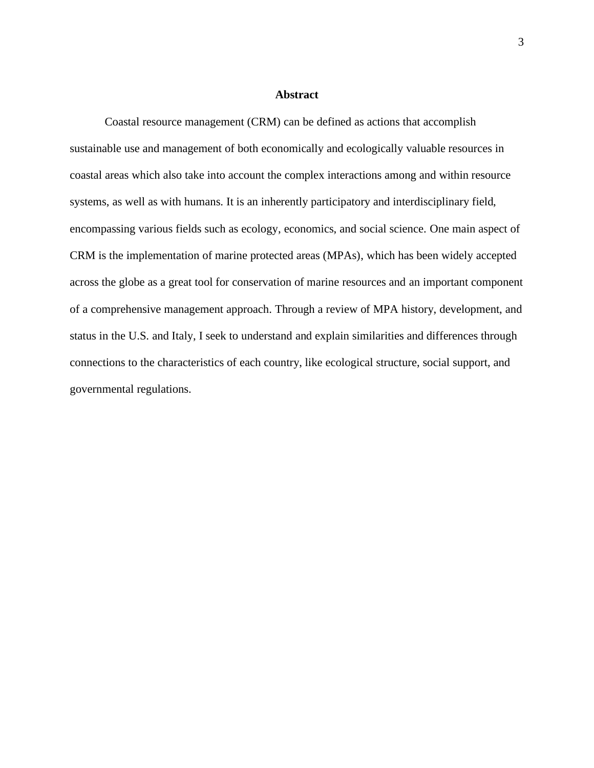# Abstract

Coastal resource management (CRM) can be defined as actions that accomplish sustainable use and management of both economically and ecologically valuable resources in coastal areas which also take into account the complex interactions among and within resource systems, as well as with humans. It is an inherently participatory and interdisciplinary field, encompassing various fields such as ecology, economics, and social science. One main aspect of CRM is the implementation of marine protected areas (MPAs), which has been widely accepted across the globe as a great tool for conservation of marine resources and an important component of a comprehensive management approach. Through a review of MPA history, development, and status in the U.S. and Italy, I seek to understand and explain similarities and differences through connections to the characteristics of each country, like ecological structure, social support, and governmental regulations.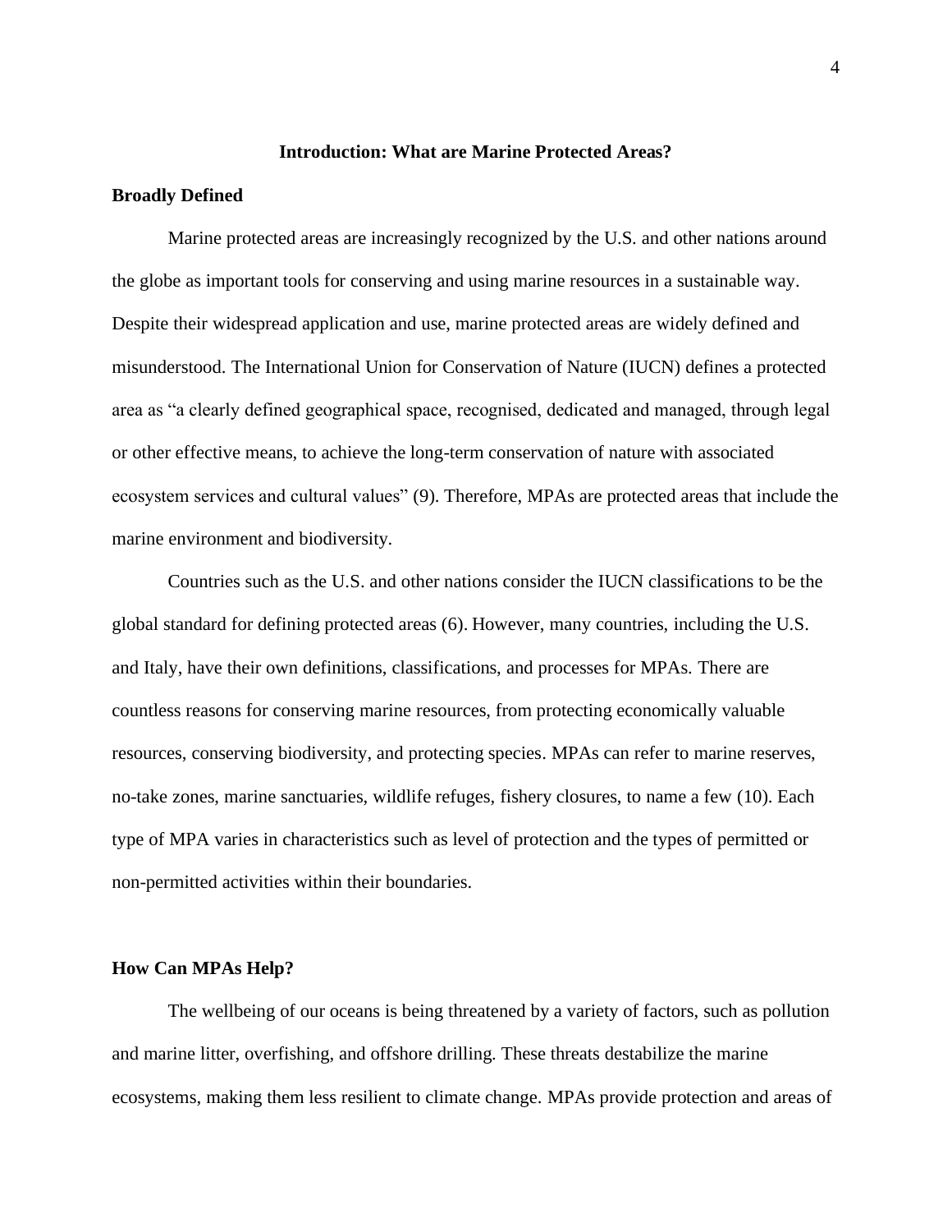## Introduction: What are Marine Protected Areas?

### Broadly Defined

Marine protected areas are increasingly recognized by the U.S. and other nations around the globe as important tools for conserving and using marine resources in a sustainable way. Despite their widespread application and use, marine protected areas are widely defined and misunderstood. The International Union for Conservation of Nature (IUCN) defines a protected area as "a clearly defined geographical space, recognised, dedicated and managed, through legal or other effective means, to achieve the long-term conservation of nature with associated ecosystem services and cultural values" (9). Therefore, MPAs are protected areas that include the marine environment and biodiversity.

Countries such as the U.S. and other nations consider the IUCN classifications to be the global standard for defining protected areas (6). However, many countries, including the U.S. and Italy, have their own definitions, classifications, and processes for MPAs. There are countless reasons for conserving marine resources, from protecting economically valuable resources, conserving biodiversity, and protecting species. MPAs can refer to marine reserves, no-take zones, marine sanctuaries, wildlife refuges, fishery closures, to name a few (10). Each type of MPA varies in characteristics such as level of protection and the types of permitted or non-permitted activities within their boundaries.

### How Can MPAs Help?

The wellbeing of our oceans is being threatened by a variety of factors, such as pollution and marine litter, overfishing, and offshore drilling. These threats destabilize the marine ecosystems, making them less resilient to climate change. MPAs provide protection and areas of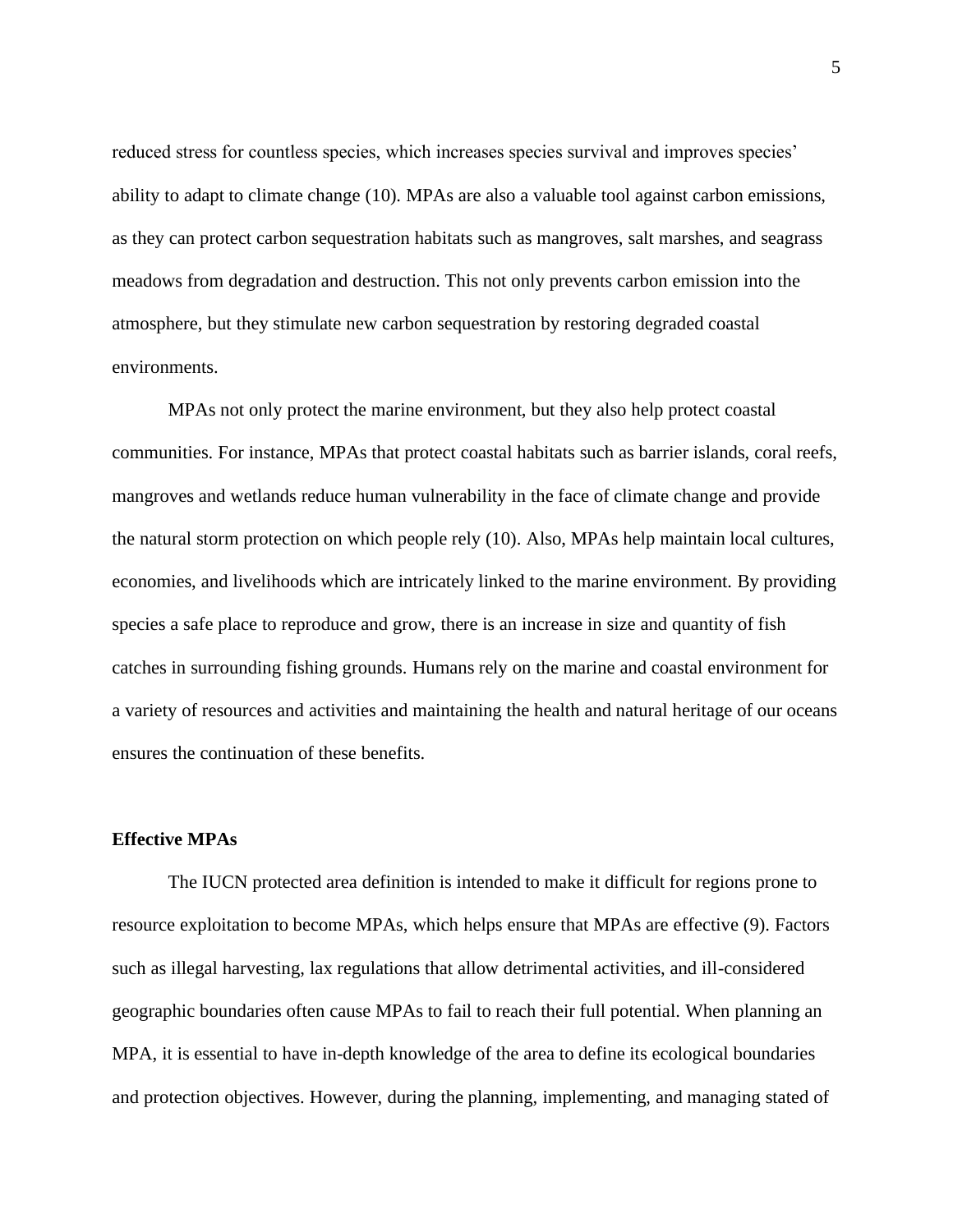reduced stress for countless species, which increases species survival and improves species' ability to adapt to climate change (10). MPAs are also a valuable tool against carbon emissions, as they can protect carbon sequestration habitats such as mangroves, salt marshes, and seagrass meadows from degradation and destruction. This not only prevents carbon emission into the atmosphere, but they stimulate new carbon sequestration by restoring degraded coastal environments.

MPAs not only protect the marine environment, but they also help protect coastal communities. For instance, MPAs that protect coastal habitats such as barrier islands, coral reefs, mangroves and wetlands reduce human vulnerability in the face of climate change and provide the natural storm protection on which people rely (10). Also, MPAs help maintain local cultures, economies, and livelihoods which are intricately linked to the marine environment. By providing species a safe place to reproduce and grow, there is an increase in size and quantity of fish catches in surrounding fishing grounds. Humans rely on the marine and coastal environment for a variety of resources and activities and maintaining the health and natural heritage of our oceans ensures the continuation of these benefits.

**Effective MPAs**

The IUCN protected area definition is intended to make it difficult for regions prone to resource exploitation to become MPAs, which helps ensure that MPAs are effective (9). Factors such as illegal harvesting, lax regulations that allow detrimental activities, and ill-considered geographic boundaries often cause MPAs to fail to reach their full potential. When planning an MPA, it is essential to have in-depth knowledge of the area to define its ecological boundaries and protection objectives. However, during the planning, implementing, and managing stated of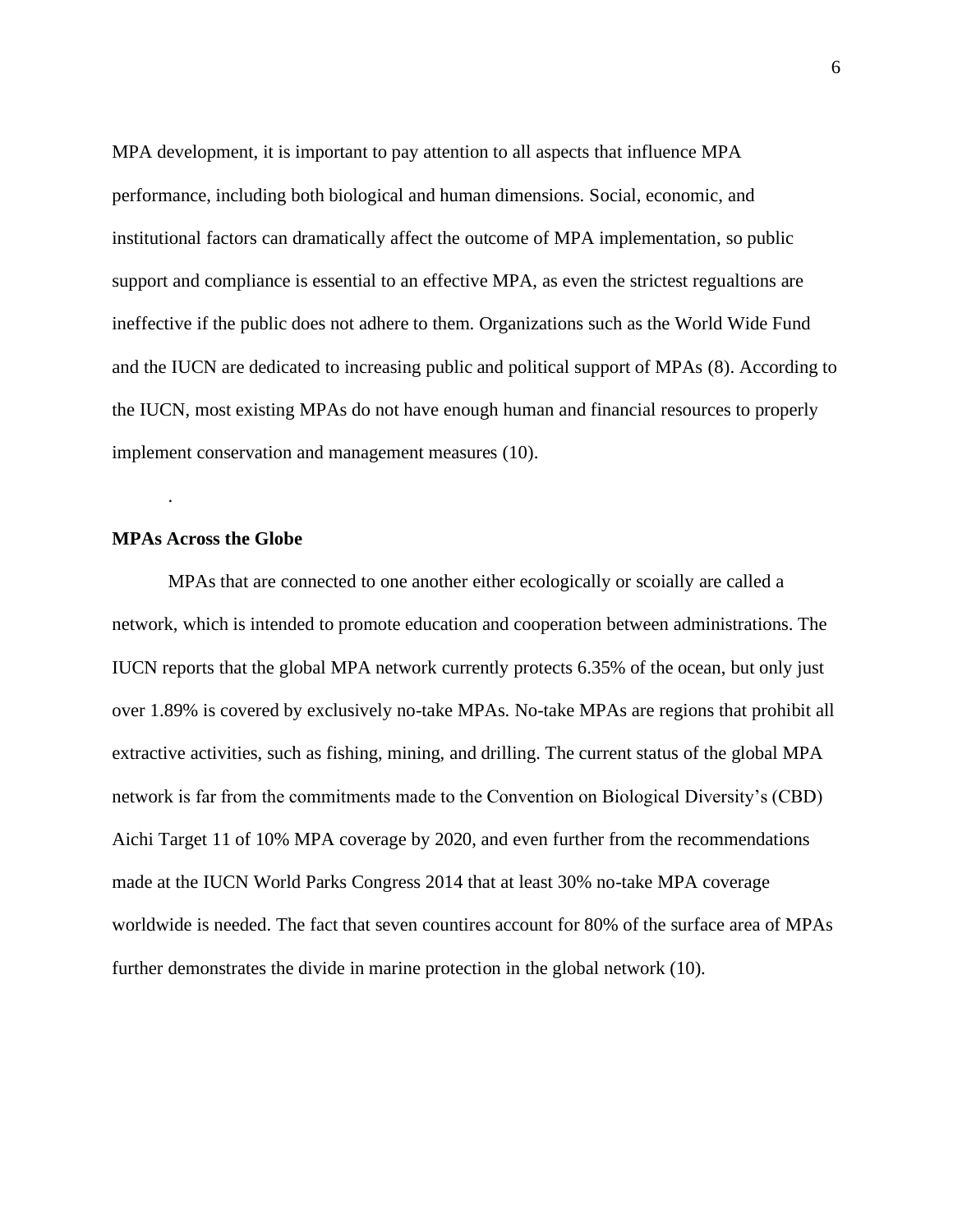MPA development, it is important to pay attention to all aspects that influence MPA performance, including both biological and human dimensions. Social, economic, and institutional factors can dramatically affect the outcome of MPA implementation, so public support and compliance is essential to an effective MPA, as even the strictest regualtions are ineffective if the public does not adhere to them. Organizations such as the World Wide Fund and the IUCN are dedicated to increasing public and political support of MPAs (8). According to the IUCN, most existing MPAs do not have enough human and financial resources to properly implement conservation and management measures (10).

.

**MPAs Across the Globe**

MPAs that are connected to one another either ecologically or scoially are called a network, which is intended to promote education and cooperation between administrations. The IUCN reports that the global MPA network currently protects 6.35% of the ocean, but only just over 1.89% is covered by exclusively no-take MPAs. No-take MPAs are regions that prohibit all extractive activities, such as fishing, mining, and drilling. The current status of the global MPA network is far from the commitments made to the Convention on Biological Diversity's (CBD) Aichi Target 11 of 10% MPA coverage by 2020, and even further from the recommendations made at the IUCN World Parks Congress 2014 that at least 30% no-take MPA coverage worldwide is needed. The fact that seven countires account for 80% of the surface area of MPAs further demonstrates the divide in marine protection in the global network (10).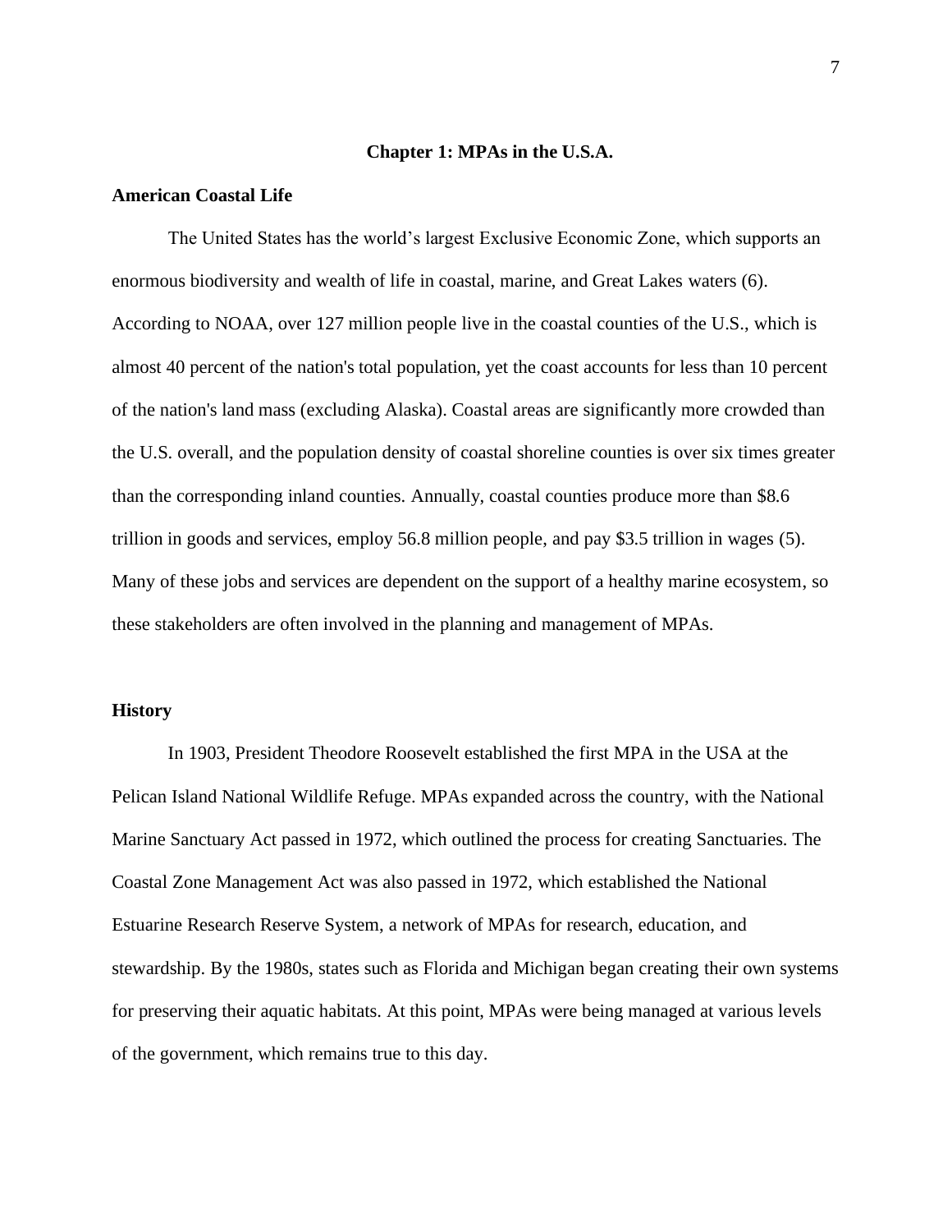# Chapter 1: MPAs in the U.S.A.

## American Coastal Life

The United States has the world's largest Exclusive Economic Zone, which supports an enormous biodiversity and wealth of life in coastal, marine, and Great Lakes waters (6). According to NOAA, over 127 million people live in the coastal counties of the U.S., which is almost 40 percent of the nation's total population, yet the coast accounts for less than 10 percent of the nation's land mass (excluding Alaska). Coastal areas are significantly more crowded than the U.S. overall, and the population density of coastal shoreline counties is over six times greater than the corresponding inland counties. Annually, coastal counties produce more than $8.6 trillion in goods and services, employ 56.8 million people, and pay $3.5 trillion in wages (5). Many of these jobs and services are dependent on the support of a healthy marine ecosystem, so these stakeholders are often involved in the planning and management of MPAs.

## History

In 1903, President Theodore Roosevelt established the first MPA in the USA at the Pelican Island National Wildlife Refuge. MPAs expanded across the country, with the National Marine Sanctuary Act passed in 1972, which outlined the process for creating Sanctuaries. The Coastal Zone Management Act was also passed in 1972, which established the National Estuarine Research Reserve System, a network of MPAs for research, education, and stewardship. By the 1980s, states such as Florida and Michigan began creating their own systems for preserving their aquatic habitats. At this point, MPAs were being managed at various levels of the government, which remains true to this day.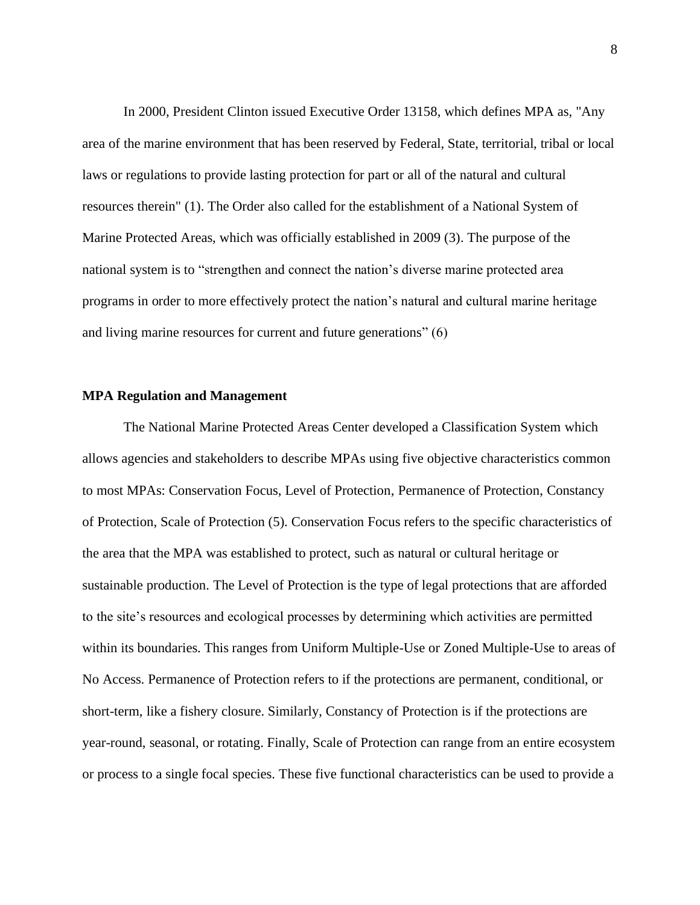In 2000, President Clinton issued Executive Order 13158, which defines MPA as, "Any area of the marine environment that has been reserved by Federal, State, territorial, tribal or local laws or regulations to provide lasting protection for part or all of the natural and cultural resources therein" (1). The Order also called for the establishment of a National System of Marine Protected Areas, which was officially established in 2009 (3). The purpose of the national system is to "strengthen and connect the nation's diverse marine protected area programs in order to more effectively protect the nation's natural and cultural marine heritage and living marine resources for current and future generations" (6)

**MPA Regulation and Management**

The National Marine Protected Areas Center developed a Classification System which allows agencies and stakeholders to describe MPAs using five objective characteristics common to most MPAs: Conservation Focus, Level of Protection, Permanence of Protection, Constancy of Protection, Scale of Protection (5). Conservation Focus refers to the specific characteristics of the area that the MPA was established to protect, such as natural or cultural heritage or sustainable production. The Level of Protection is the type of legal protections that are afforded to the site's resources and ecological processes by determining which activities are permitted within its boundaries. This ranges from Uniform Multiple-Use or Zoned Multiple-Use to areas of No Access. Permanence of Protection refers to if the protections are permanent, conditional, or short-term, like a fishery closure. Similarly, Constancy of Protection is if the protections are year-round, seasonal, or rotating. Finally, Scale of Protection can range from an entire ecosystem or process to a single focal species. These five functional characteristics can be used to provide a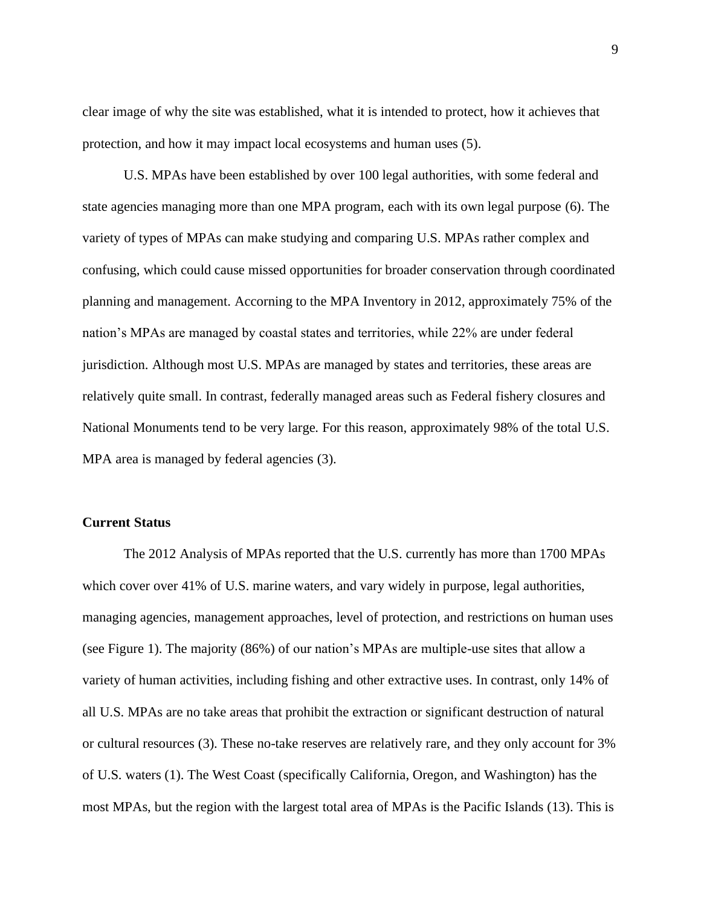clear image of why the site was established, what it is intended to protect, how it achieves that protection, and how it may impact local ecosystems and human uses (5).

U.S. MPAs have been established by over 100 legal authorities, with some federal and state agencies managing more than one MPA program, each with its own legal purpose (6). The variety of types of MPAs can make studying and comparing U.S. MPAs rather complex and confusing, which could cause missed opportunities for broader conservation through coordinated planning and management. Accorning to the MPA Inventory in 2012, approximately 75% of the nation's MPAs are managed by coastal states and territories, while 22% are under federal jurisdiction. Although most U.S. MPAs are managed by states and territories, these areas are relatively quite small. In contrast, federally managed areas such as Federal fishery closures and National Monuments tend to be very large. For this reason, approximately 98% of the total U.S. MPA area is managed by federal agencies (3).

**Current Status**

The 2012 Analysis of MPAs reported that the U.S. currently has more than 1700 MPAs which cover over 41% of U.S. marine waters, and vary widely in purpose, legal authorities, managing agencies, management approaches, level of protection, and restrictions on human uses (see Figure 1). The majority (86%) of our nation's MPAs are multiple-use sites that allow a variety of human activities, including fishing and other extractive uses. In contrast, only 14% of all U.S. MPAs are no take areas that prohibit the extraction or significant destruction of natural or cultural resources (3). These no-take reserves are relatively rare, and they only account for 3% of U.S. waters (1). The West Coast (specifically California, Oregon, and Washington) has the most MPAs, but the region with the largest total area of MPAs is the Pacific Islands (13). This is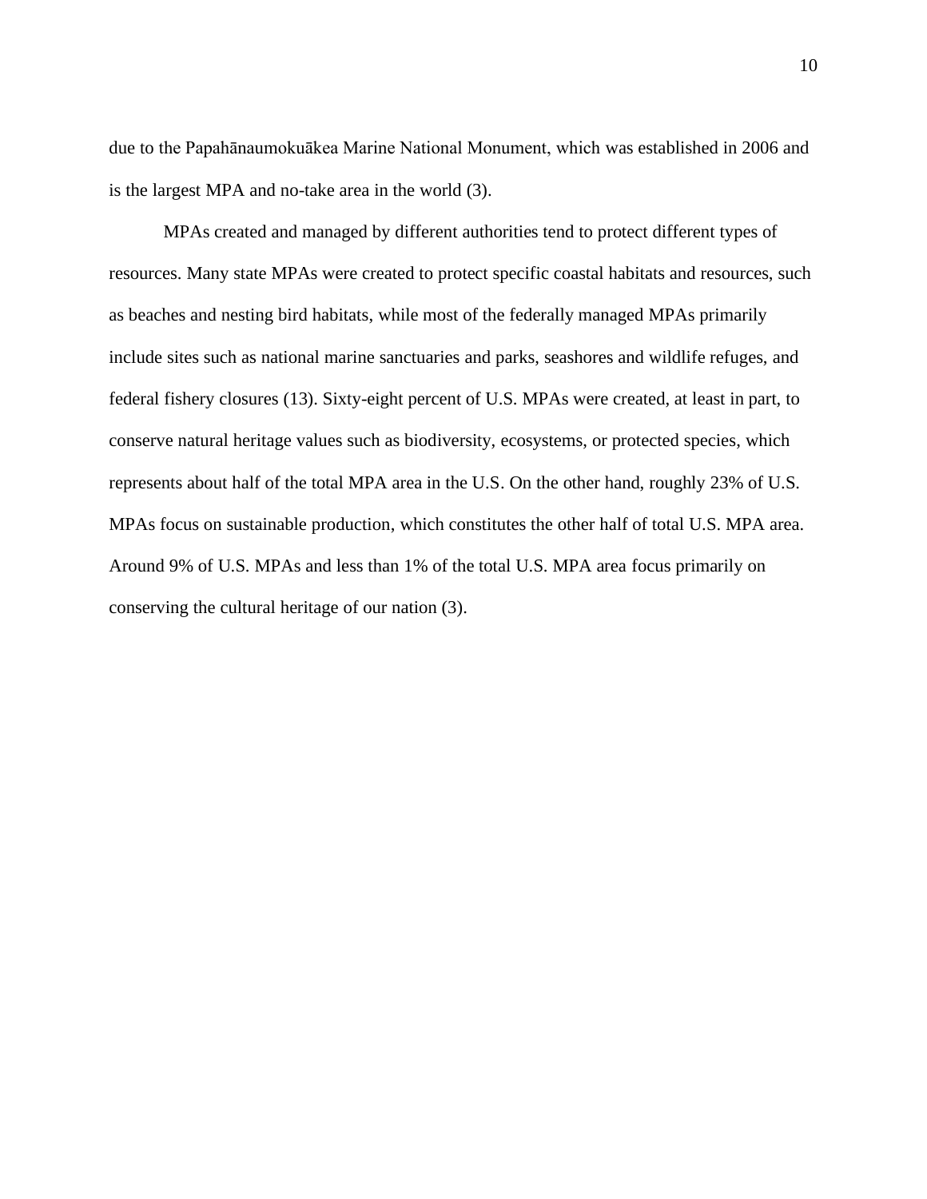due to the Papahānaumokuākea Marine National Monument, which was established in 2006 and is the largest MPA and no-take area in the world (3).

MPAs created and managed by different authorities tend to protect different types of resources. Many state MPAs were created to protect specific coastal habitats and resources, such as beaches and nesting bird habitats, while most of the federally managed MPAs primarily include sites such as national marine sanctuaries and parks, seashores and wildlife refuges, and federal fishery closures (13). Sixty-eight percent of U.S. MPAs were created, at least in part, to conserve natural heritage values such as biodiversity, ecosystems, or protected species, which represents about half of the total MPA area in the U.S. On the other hand, roughly 23% of U.S. MPAs focus on sustainable production, which constitutes the other half of total U.S. MPA area. Around 9% of U.S. MPAs and less than 1% of the total U.S. MPA area focus primarily on conserving the cultural heritage of our nation (3).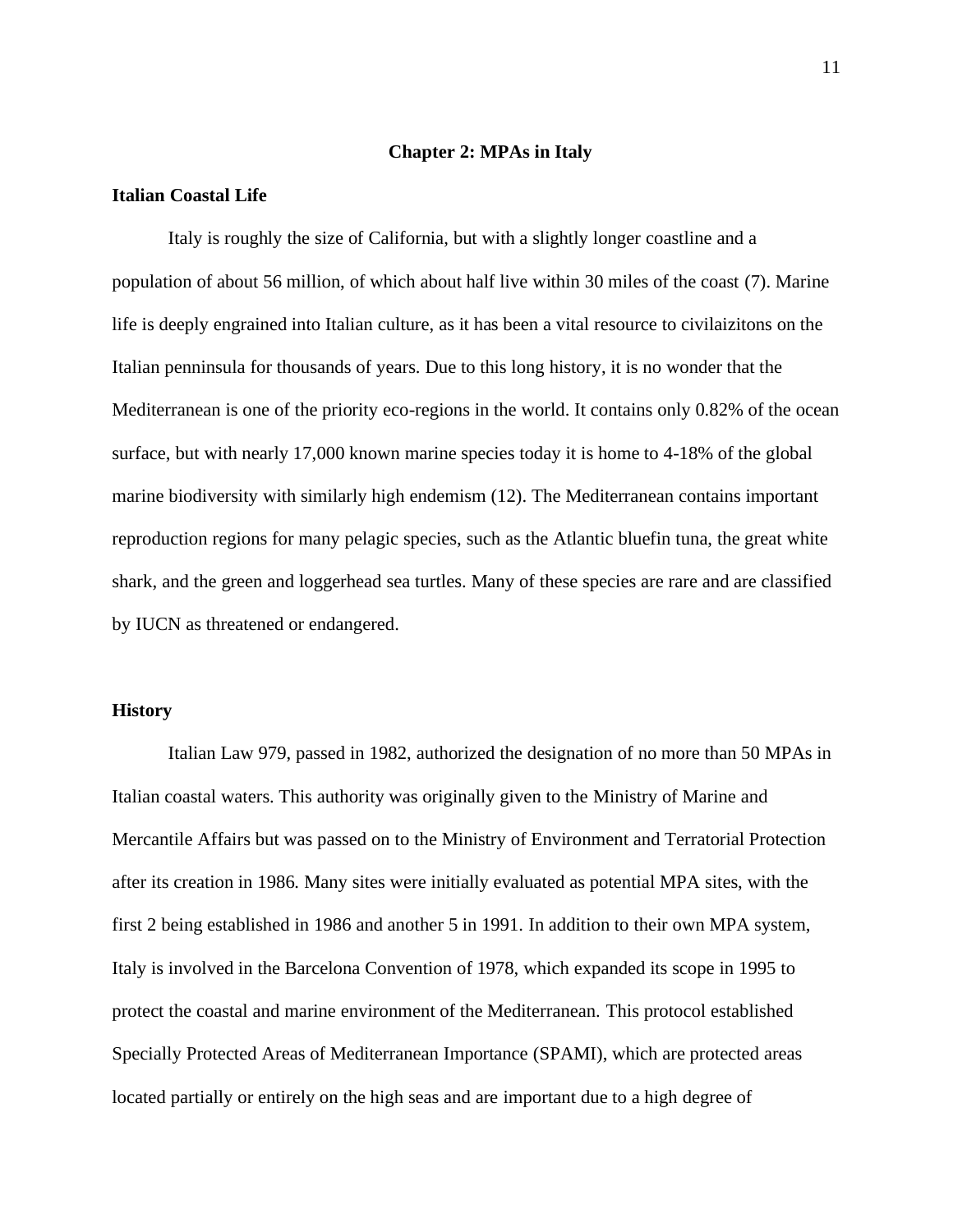## Chapter 2: MPAs in Italy

### Italian Coastal Life

Italy is roughly the size of California, but with a slightly longer coastline and a population of about 56 million, of which about half live within 30 miles of the coast (7). Marine life is deeply engrained into Italian culture, as it has been a vital resource to civilaizitons on the Italian penninsula for thousands of years. Due to this long history, it is no wonder that the Mediterranean is one of the priority eco-regions in the world. It contains only 0.82% of the ocean surface, but with nearly 17,000 known marine species today it is home to 4-18% of the global marine biodiversity with similarly high endemism (12). The Mediterranean contains important reproduction regions for many pelagic species, such as the Atlantic bluefin tuna, the great white shark, and the green and loggerhead sea turtles. Many of these species are rare and are classified by IUCN as threatened or endangered.

### History

Italian Law 979, passed in 1982, authorized the designation of no more than 50 MPAs in Italian coastal waters. This authority was originally given to the Ministry of Marine and Mercantile Affairs but was passed on to the Ministry of Environment and Teratorial Protection after its creation in 1986. Many sites were initially evaluated as potential MPA sites, with the first 2 being established in 1986 and another 5 in 1991. In addition to their own MPA system, Italy is involved in the Barcelona Convention of 1978, which expanded its scope in 1995 to protect the coastal and marine environment of the Mediterranean. This protocol established Specially Protected Areas of Mediterranean Importance (SPAMI), which are protected areas located partially or entirely on the high seas and are important due to a high degree of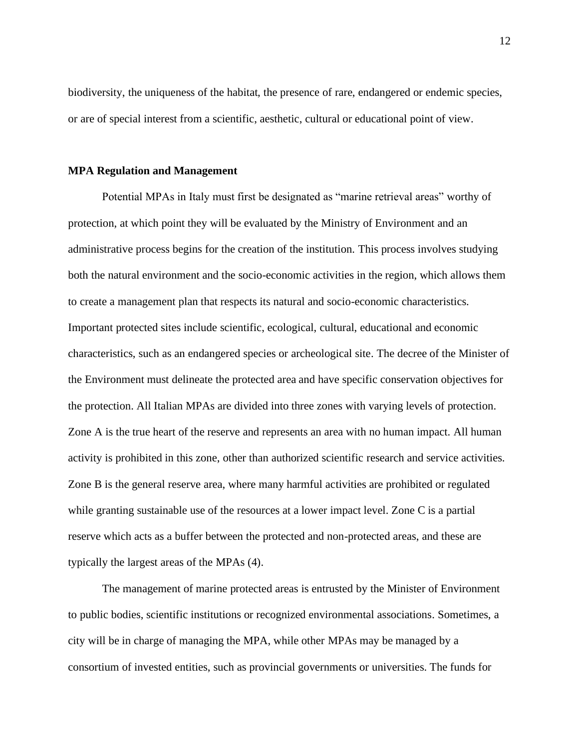biodiversity, the uniqueness of the habitat, the presence of rare, endangered or endemic species, or are of special interest from a scientific, aesthetic, cultural or educational point of view.

**MPA Regulation and Management**

Potential MPAs in Italy must first be designated as "marine retrieval areas" worthy of protection, at which point they will be evaluated by the Ministry of Environment and an administrative process begins for the creation of the institution. This process involves studying both the natural environment and the socio-economic activities in the region, which allows them to create a management plan that respects its natural and socio-economic characteristics. Important protected sites include scientific, ecological, cultural, educational and economic characteristics, such as an endangered species or archeological site. The decree of the Minister of the Environment must delineate the protected area and have specific conservation objectives for the protection. All Italian MPAs are divided into three zones with varying levels of protection. Zone A is the true heart of the reserve and represents an area with no human impact. All human activity is prohibited in this zone, other than authorized scientific research and service activities. Zone B is the general reserve area, where many harmful activities are prohibited or regulated while granting sustainable use of the resources at a lower impact level. Zone C is a partial reserve which acts as a buffer between the protected and non-protected areas, and these are typically the largest areas of the MPAs (4).

The management of marine protected areas is entrusted by the Minister of Environment to public bodies, scientific institutions or recognized environmental associations. Sometimes, a city will be in charge of managing the MPA, while other MPAs may be managed by a consortium of invested entities, such as provincial governments or universities. The funds for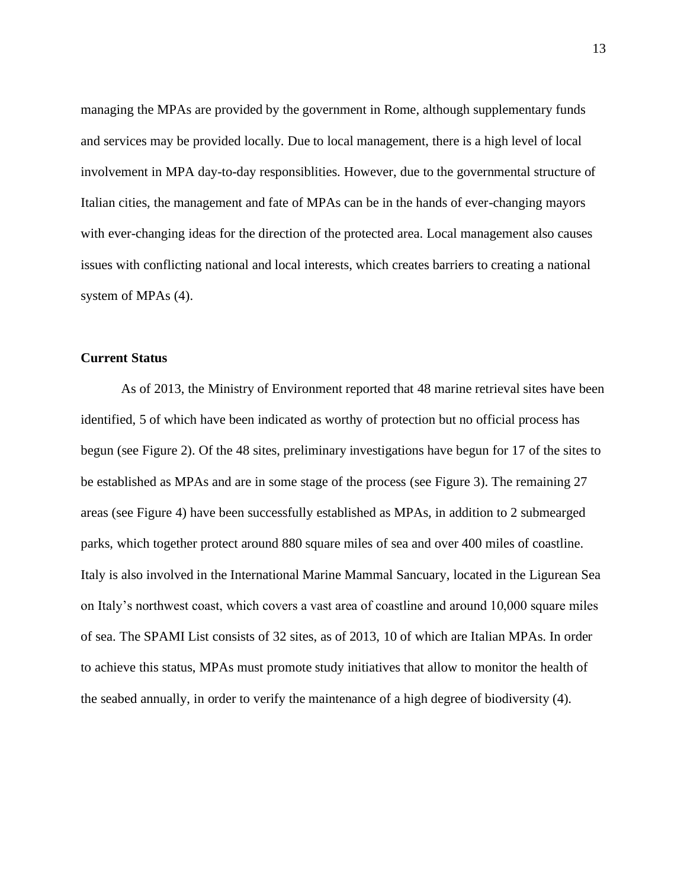managing the MPAs are provided by the government in Rome, although supplementary funds and services may be provided locally. Due to local management, there is a high level of local involvement in MPA day-to-day responsiblities. However, due to the governmental structure of Italian cities, the management and fate of MPAs can be in the hands of ever-changing mayors with ever-changing ideas for the direction of the protected area. Local management also causes issues with conflicting national and local interests, which creates barriers to creating a national system of MPAs (4).

**Current Status**

As of 2013, the Ministry of Environment reported that 48 marine retrieval sites have been identified, 5 of which have been indicated as worthy of protection but no official process has begun (see Figure 2). Of the 48 sites, preliminary investigations have begun for 17 of the sites to be established as MPAs and are in some stage of the process (see Figure 3). The remaining 27 areas (see Figure 4) have been successfully established as MPAs, in addition to 2 submearged parks, which together protect around 880 square miles of sea and over 400 miles of coastline. Italy is also involved in the International Marine Mammal Sancuary, located in the Ligurean Sea on Italy's northwest coast, which covers a vast area of coastline and around 10,000 square miles of sea. The SPAMI List consists of 32 sites, as of 2013, 10 of which are Italian MPAs. In order to achieve this status, MPAs must promote study initiatives that allow to monitor the health of the seabed annually, in order to verify the maintenance of a high degree of biodiversity (4).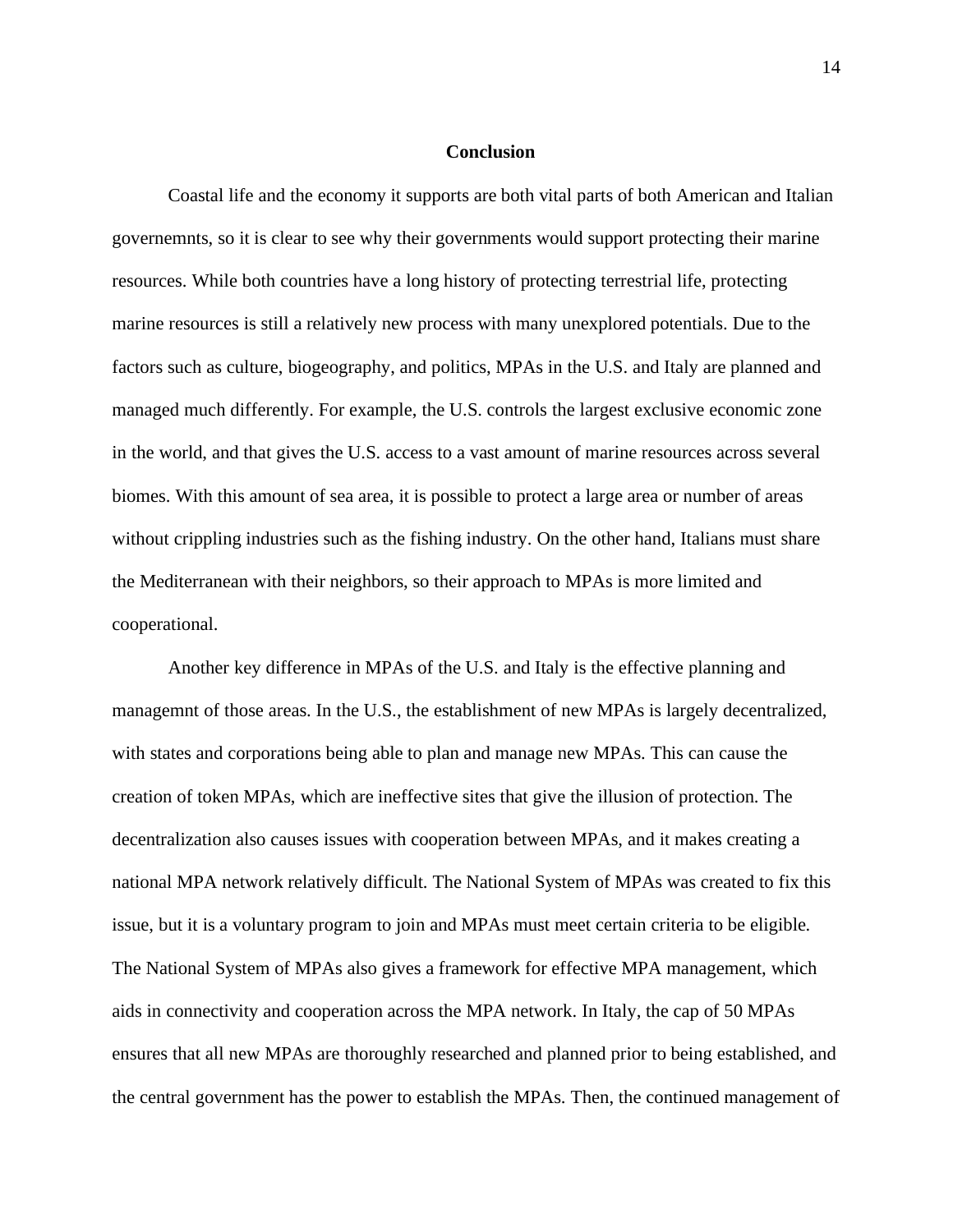# Conclusion

Coastal life and the economy it supports are both vital parts of both American and Italian governemnts, so it is clear to see why their governments would support protecting their marine resources. While both countries have a long history of protecting terrestrial life, protecting marine resources is still a relatively new process with many unexplored potentials. Due to the factors such as culture, biogeography, and politics, MPAs in the U.S. and Italy are planned and managed much differently. For example, the U.S. controls the largest exclusive economic zone in the world, and that gives the U.S. access to a vast amount of marine resources across several biomes. With this amount of sea area, it is possible to protect a large area or number of areas without crippling industries such as the fishing industry. On the other hand, Italians must share the Mediterranean with their neighbors, so their approach to MPAs is more limited and cooperational.

Another key difference in MPAs of the U.S. and Italy is the effective planning and managemnt of those areas. In the U.S., the establishment of new MPAs is largely decentralized, with states and corporations being able to plan and manage new MPAs. This can cause the creation of token MPAs, which are ineffective sites that give the illusion of protection. The decentralization also causes issues with cooperation between MPAs, and it makes creating a national MPA network relatively difficult. The National System of MPAs was created to fix this issue, but it is a voluntary program to join and MPAs must meet certain criteria to be eligible. The National System of MPAs also gives a framework for effective MPA management, which aids in connectivity and cooperation across the MPA network. In Italy, the cap of 50 MPAs ensures that all new MPAs are thoroughly researched and planned prior to being established, and the central government has the power to establish the MPAs. Then, the continued management of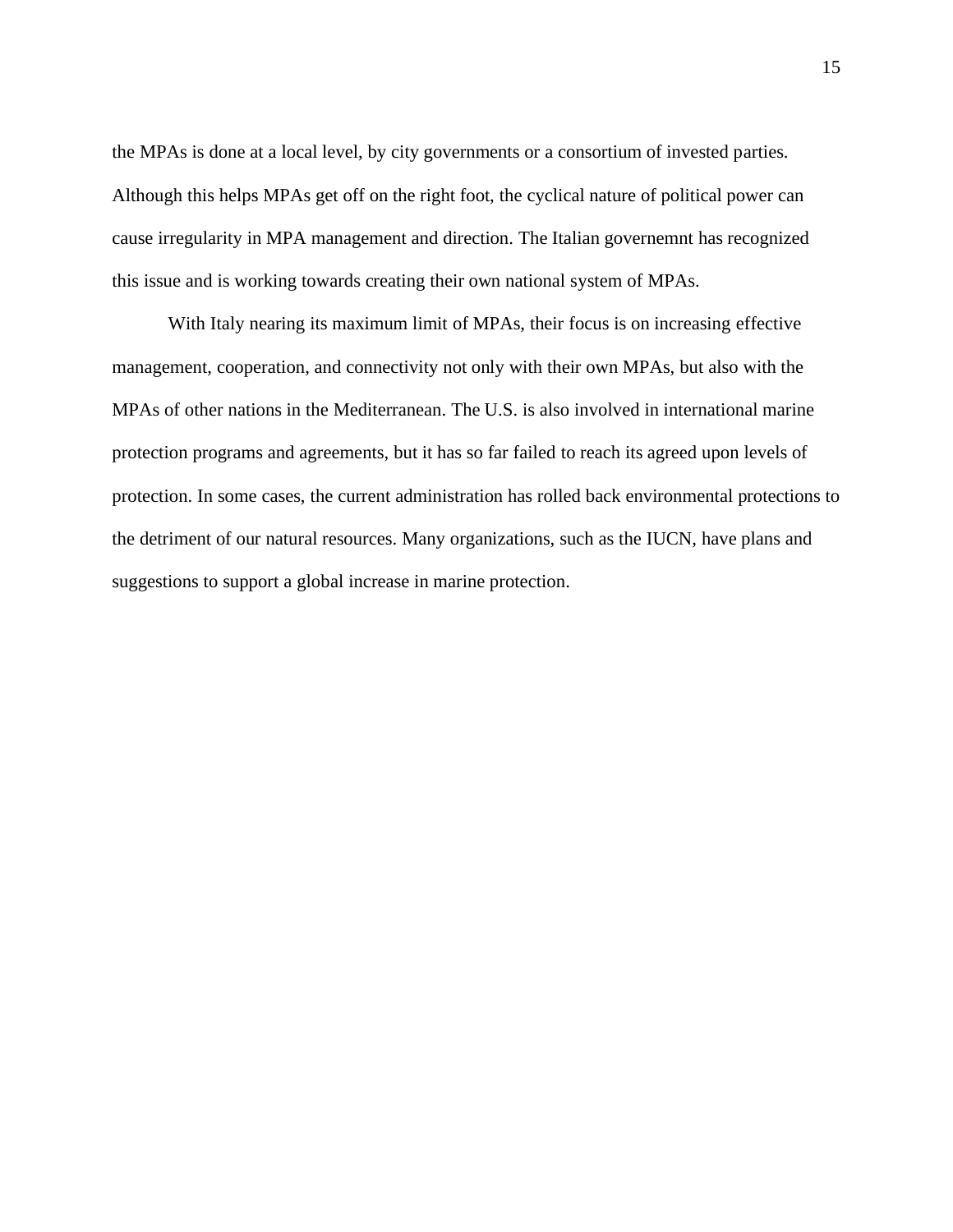the MPAs is done at a local level, by city governments or a consortium of invested parties. Although this helps MPAs get off on the right foot, the cyclical nature of political power can cause irregularity in MPA management and direction. The Italian governemnt has recognized this issue and is working towards creating their own national system of MPAs.

With Italy nearing its maximum limit of MPAs, their focus is on increasing effective management, cooperation, and connectivity not only with their own MPAs, but also with the MPAs of other nations in the Mediterranean. The U.S. is also involved in international marine protection programs and agreements, but it has so far failed to reach its agreed upon levels of protection. In some cases, the current administration has rolled back environmental protections to the detriment of our natural resources. Many organizations, such as the IUCN, have plans and suggestions to support a global increase in marine protection.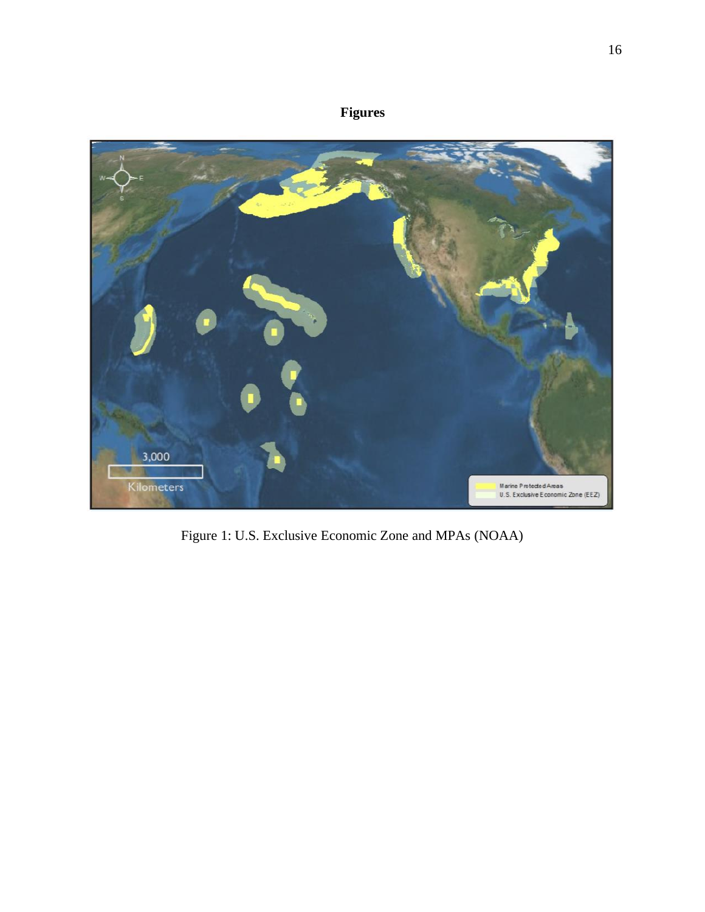**Figures**

Figure 1: U.S. Exclusive Economic Zone and MPAs (NOAA)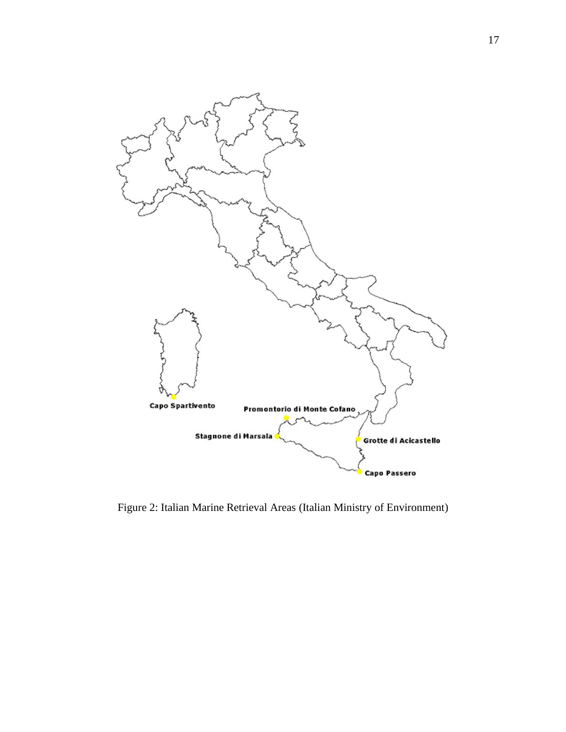Capo Spartivento

Promontorio di Monte Cofano

Stagnone di Marsala

Grotte di Acicastello

Capo Passero

Figure 2: Italian Marine Retrieval Areas (Italian Ministry of Environment)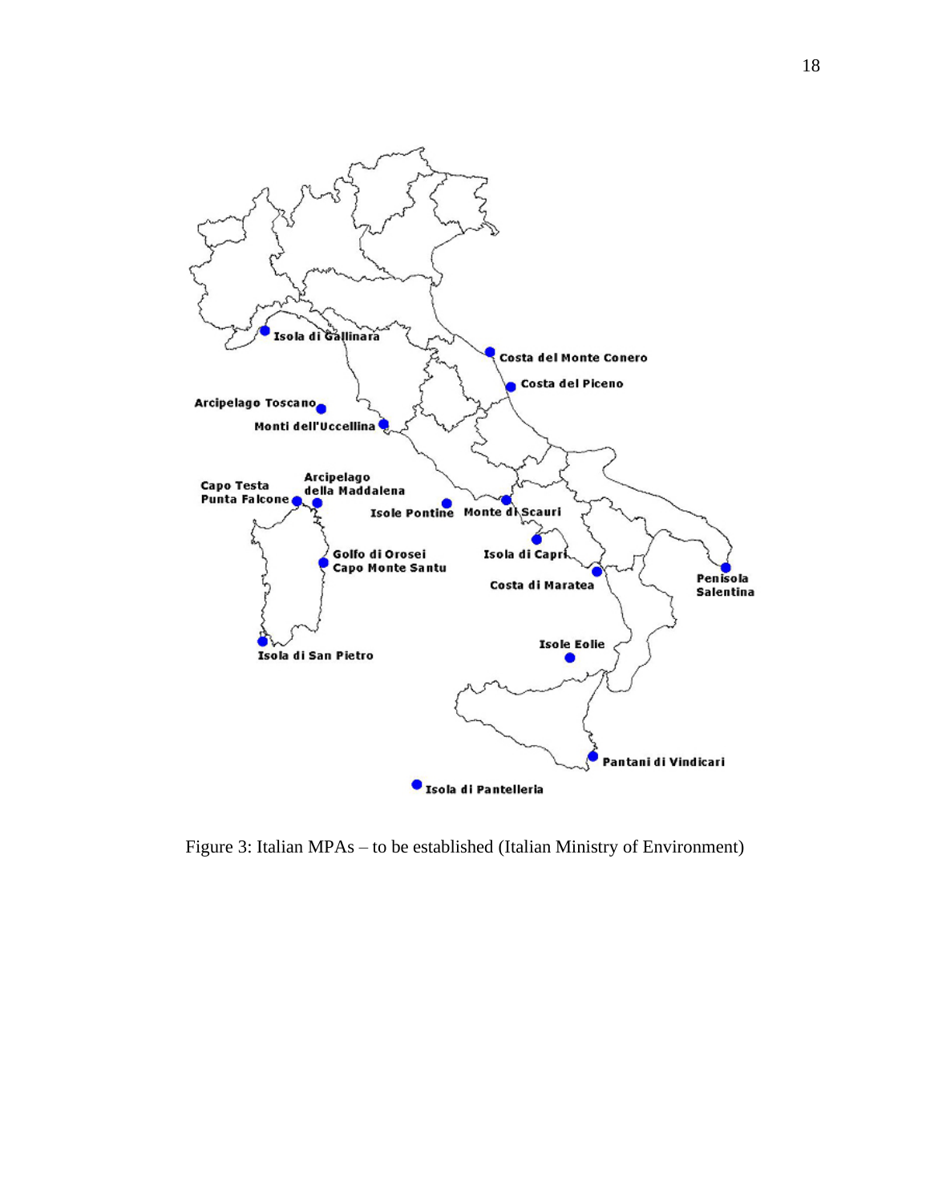Figure 3: Italian MPAs – to be established (Italian Ministry of Environment)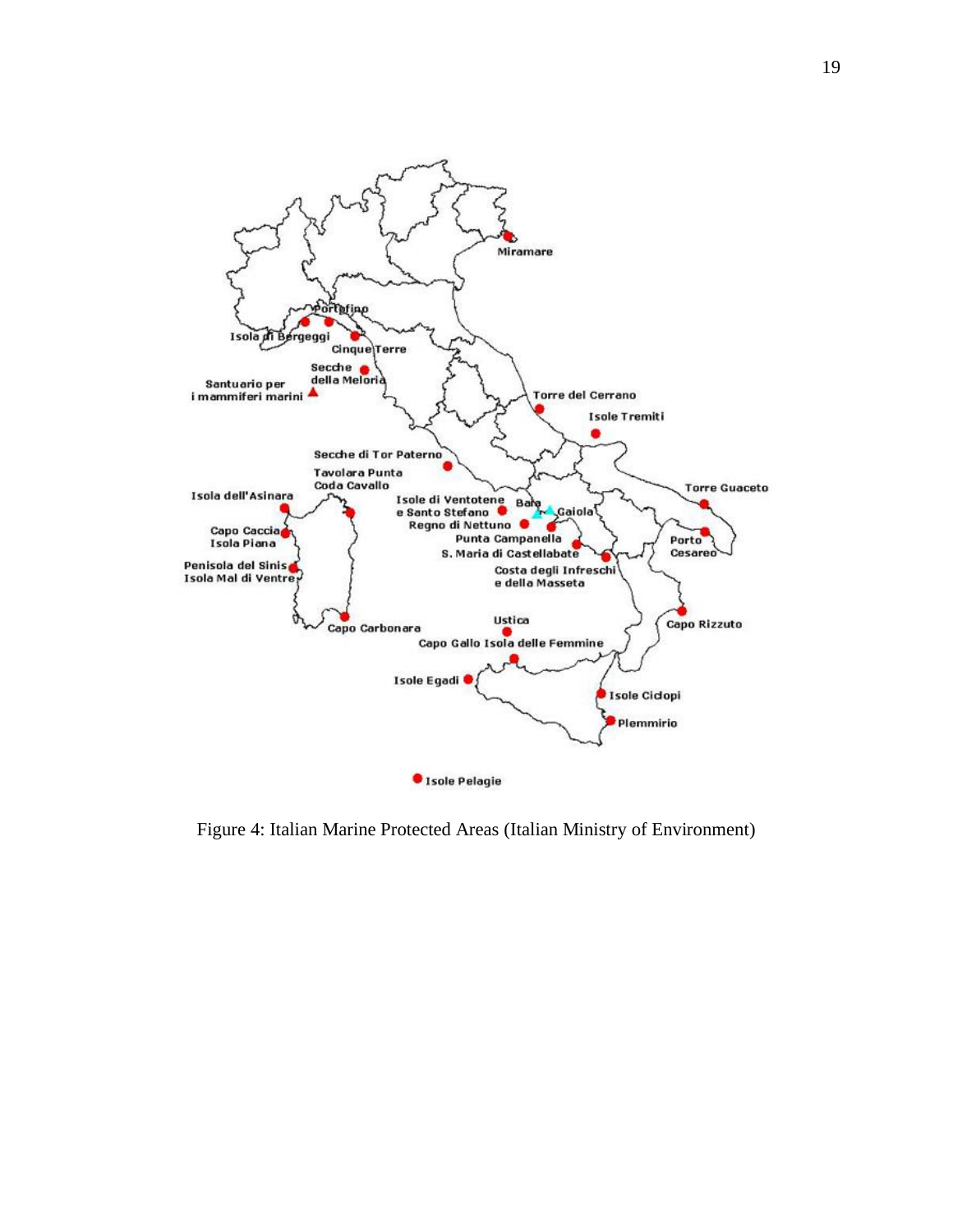Figure 4: Italian Marine Protected Areas (Italian Ministry of Environment)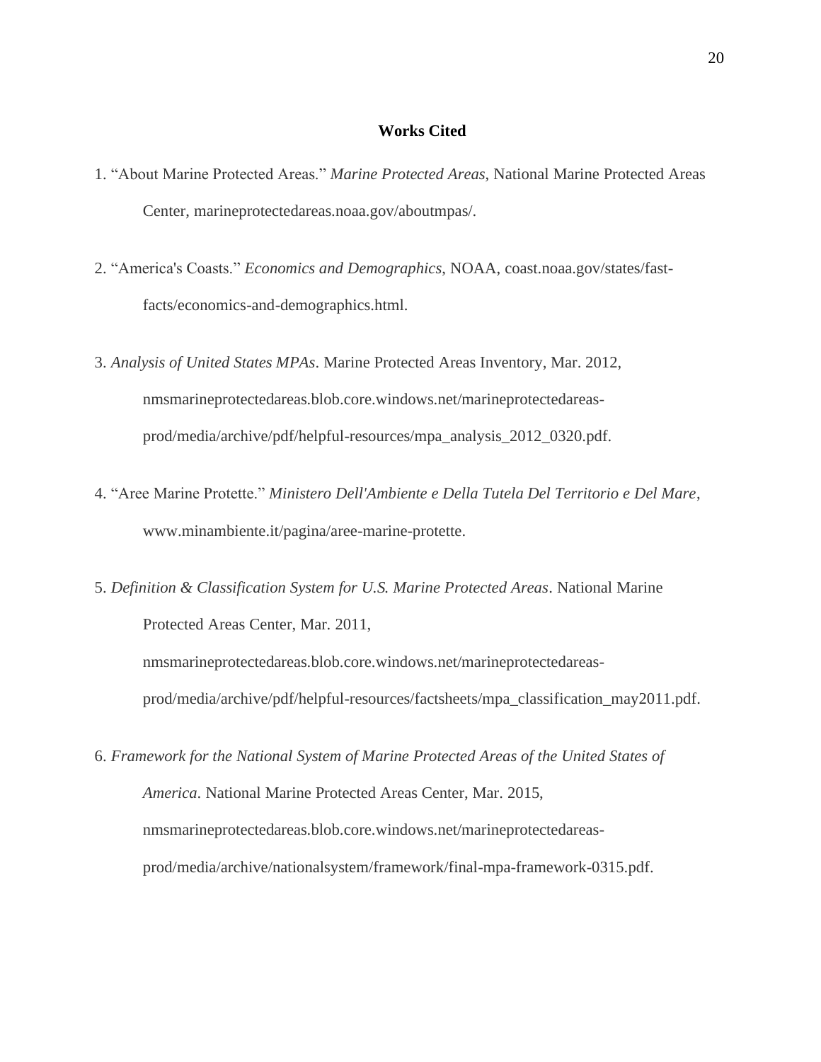## Works Cited

1. "About Marine Protected Areas." *Marine Protected Areas*, National Marine Protected Areas Center, marineprotectedareas.noaa.gov/aboutmpas/.

2. "America's Coasts." *Economics and Demographics*, NOAA, coast.noaa.gov/states/fast-facts/economics-and-demographics.html.

3. *Analysis of United States MPAs*. Marine Protected Areas Inventory, Mar. 2012, nmsmarineprotectedareas.blob.core.windows.net/marineprotectedareas-prod/media/archive/pdf/helpful-resources/mpa_analysis_2012_0320.pdf.

4. "Aree Marine Protette." *Ministero Dell'Ambiente e Della Tutela Del Territorio e Del Mare*, www.minambiente.it/pagina/aree-marine-protette.

5. *Definition & Classification System for U.S. Marine Protected Areas*. National Marine Protected Areas Center, Mar. 2011, nmsmarineprotectedareas.blob.core.windows.net/marineprotectedareas-prod/media/archive/pdf/helpful-resources/factsheets/mpa_classification_may2011.pdf.

6. *Framework for the National System of Marine Protected Areas of the United States of America*. National Marine Protected Areas Center, Mar. 2015, nmsmarineprotectedareas.blob.core.windows.net/marineprotectedareas-prod/media/archive/nationalsystem/framework/final-mpa-framework-0315.pdf.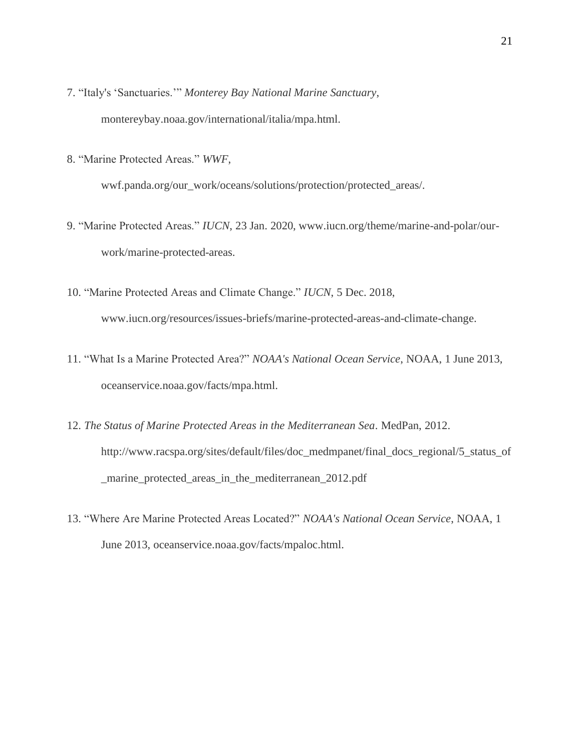7. "Italy's 'Sanctuaries.'" *Monterey Bay National Marine Sanctuary*, montereybay.noaa.gov/international/italia/mpa.html.

8. "Marine Protected Areas." *WWF*, wwf.panda.org/our_work/oceans/solutions/protection/protected_areas/.

9. "Marine Protected Areas." *IUCN*, 23 Jan. 2020, www.iucn.org/theme/marine-and-polar/our-work/marine-protected-areas.

10. "Marine Protected Areas and Climate Change." *IUCN*, 5 Dec. 2018, www.iucn.org/resources/issues-briefs/marine-protected-areas-and-climate-change.

11. "What Is a Marine Protected Area?" *NOAA's National Ocean Service*, NOAA, 1 June 2013, oceanservice.noaa.gov/facts/mpa.html.

12. *The Status of Marine Protected Areas in the Mediterranean Sea*. MedPan, 2012. http://www.racspa.org/sites/default/files/doc_medmpanet/final_docs_regional/5_status_of_marine_protected_areas_in_the_mediterranean_2012.pdf

13. "Where Are Marine Protected Areas Located?" *NOAA's National Ocean Service*, NOAA, 1 June 2013, oceanservice.noaa.gov/facts/mpaloc.html.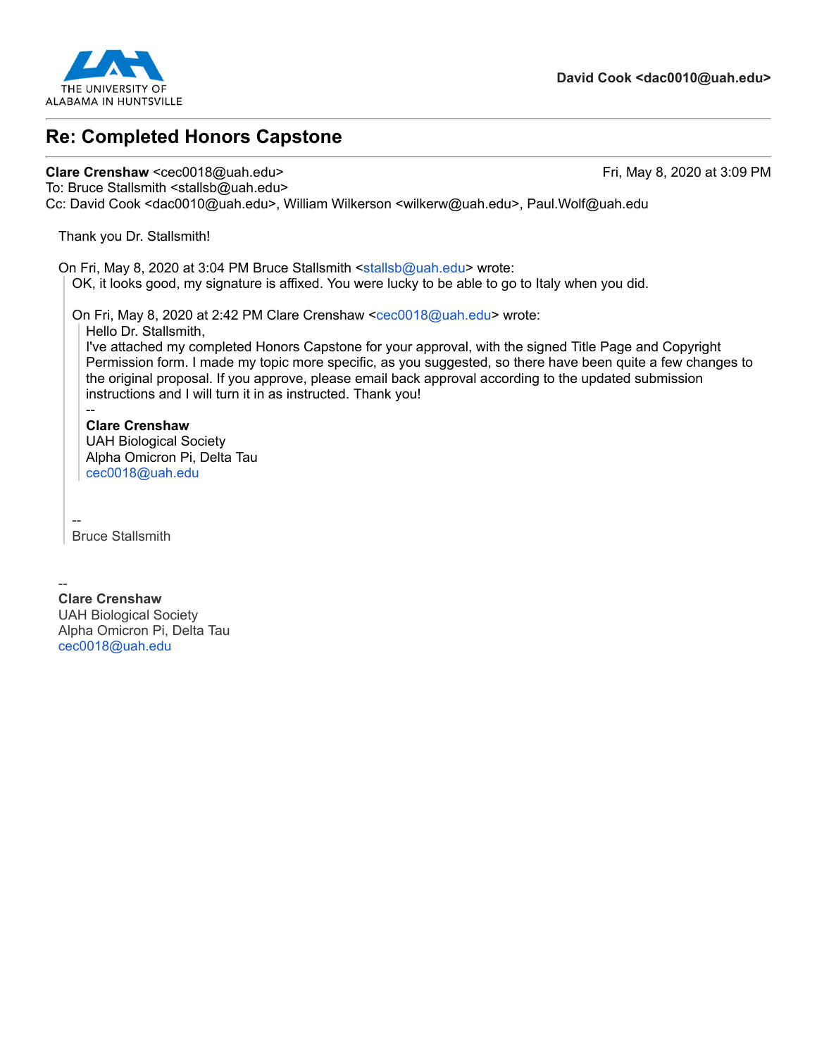THE UNIVERSITY OF ALABAMA IN HUNTSVILLE

**David Cook <dac0010@uah.edu>**

---

# Re: Completed Honors Capstone

---

**Clare Crenshaw** <cec0018@uah.edu> Fri, May 8, 2020 at 3:09 PM
To: Bruce Stallsmith <stallsb@uah.edu>
Cc: David Cook <dac0010@uah.edu>, William Wilkerson <wilkerw@uah.edu>, Paul.Wolf@uah.edu

Thank you Dr. Stallsmith!

On Fri, May 8, 2020 at 3:04 PM Bruce Stallsmith <stallsb@uah.edu> wrote:

> OK, it looks good, my signature is affixed. You were lucky to be able to go to Italy when you did.
>
> On Fri, May 8, 2020 at 2:42 PM Clare Crenshaw <cec0018@uah.edu> wrote:
>
> > Hello Dr. Stallsmith,
> > I've attached my completed Honors Capstone for your approval, with the signed Title Page and Copyright Permission form. I made my topic more specific, as you suggested, so there have been quite a few changes to the original proposal. If you approve, please email back approval according to the updated submission instructions and I will turn it in as instructed. Thank you!
> > --
> > **Clare Crenshaw**
> > UAH Biological Society
> > Alpha Omicron Pi, Delta Tau
> > cec0018@uah.edu
>
> --
> Bruce Stallsmith

--
**Clare Crenshaw**
UAH Biological Society
Alpha Omicron Pi, Delta Tau
cec0018@uah.edu